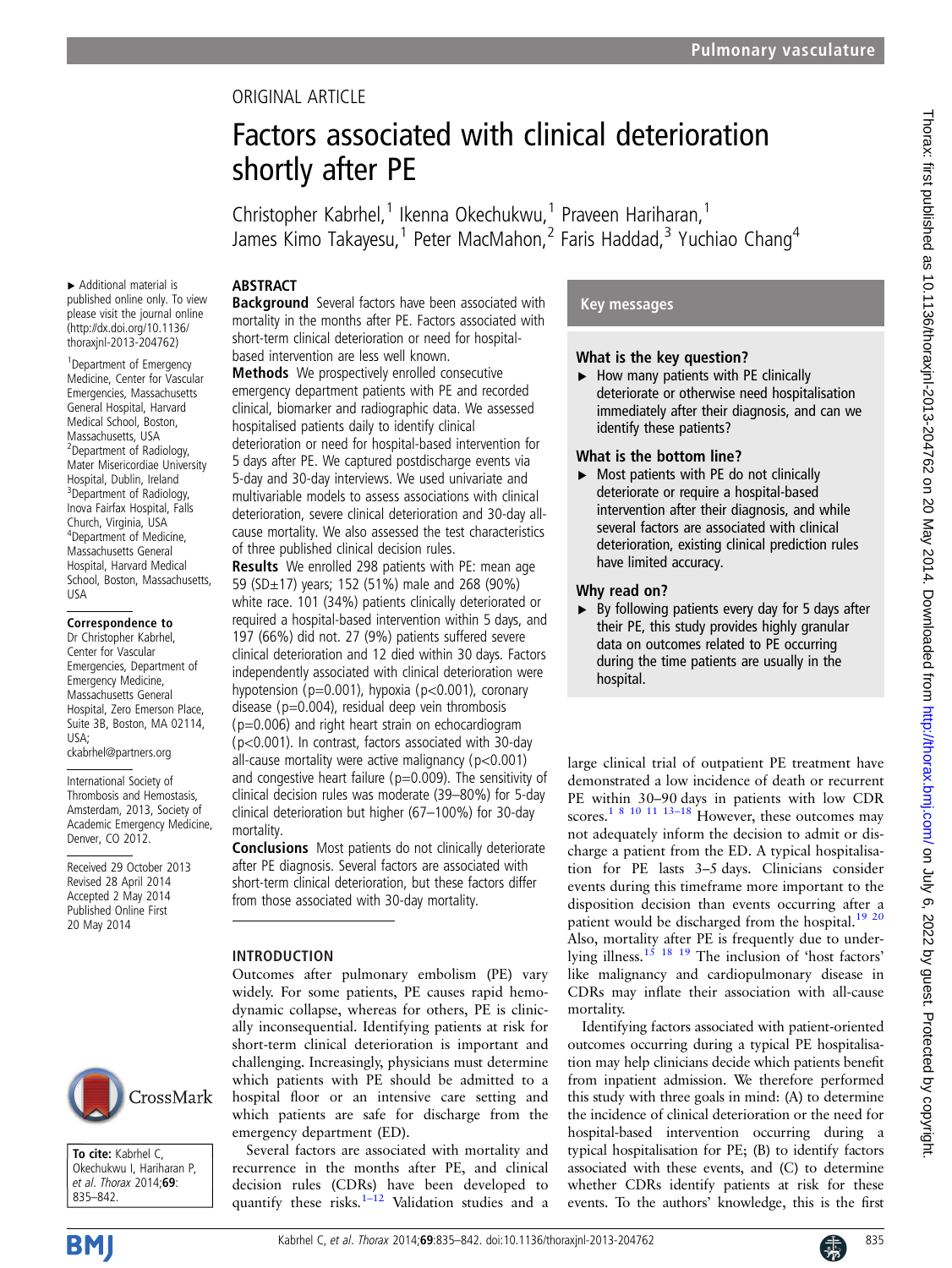ORIGINAL ARTICLE

# Factors associated with clinical deterioration shortly after PE

Christopher Kabrhel,[1] Ikenna Okechukwu,[1] Praveen Hariharan,[1] James Kimo Takayesu,[1] Peter MacMahon,[2] Faris Haddad,[3] Yuchiao Chang[4]

▸ Additional material is published online only. To view please visit the journal online (http://dx.doi.org/10.1136/thoraxjnl-2013-204762)

[1]Department of Emergency Medicine, Center for Vascular Emergencies, Massachusetts General Hospital, Harvard Medical School, Boston, Massachusetts, USA
[2]Department of Radiology, Mater Misericordiae University Hospital, Dublin, Ireland
[3]Department of Radiology, Inova Fairfax Hospital, Falls Church, Virginia, USA
[4]Department of Medicine, Massachusetts General Hospital, Harvard Medical School, Boston, Massachusetts, USA

**Correspondence to**
Dr Christopher Kabrhel, Center for Vascular Emergencies, Department of Emergency Medicine, Massachusetts General Hospital, Zero Emerson Place, Suite 3B, Boston, MA 02114, USA; ckabrhel@partners.org

International Society of Thrombosis and Hemostasis, Amsterdam, 2013, Society of Academic Emergency Medicine, Denver, CO 2012.

Received 29 October 2013
Revised 28 April 2014
Accepted 2 May 2014
Published Online First 20 May 2014

**To cite:** Kabrhel C, Okechukwu I, Hariharan P, *et al. Thorax* 2014;**69**:835–842.

## ABSTRACT

**Background** Several factors have been associated with mortality in the months after PE. Factors associated with short-term clinical deterioration or need for hospital-based intervention are less well known.

**Methods** We prospectively enrolled consecutive emergency department patients with PE and recorded clinical, biomarker and radiographic data. We assessed hospitalised patients daily to identify clinical deterioration or need for hospital-based intervention for 5 days after PE. We captured postdischarge events via 5-day and 30-day interviews. We used univariate and multivariable models to assess associations with clinical deterioration, severe clinical deterioration and 30-day all-cause mortality. We also assessed the test characteristics of three published clinical decision rules.

**Results** We enrolled 298 patients with PE: mean age 59 (SD±17) years; 152 (51%) male and 268 (90%) white race. 101 (34%) patients clinically deteriorated or required a hospital-based intervention within 5 days, and 197 (66%) did not. 27 (9%) patients suffered severe clinical deterioration and 12 died within 30 days. Factors independently associated with clinical deterioration were hypotension (p=0.001), hypoxia (p<0.001), coronary disease (p=0.004), residual deep vein thrombosis (p=0.006) and right heart strain on echocardiogram (p<0.001). In contrast, factors associated with 30-day all-cause mortality were active malignancy (p<0.001) and congestive heart failure (p=0.009). The sensitivity of clinical decision rules was moderate (39–80%) for 5-day clinical deterioration but higher (67–100%) for 30-day mortality.

**Conclusions** Most patients do not clinically deteriorate after PE diagnosis. Several factors are associated with short-term clinical deterioration, but these factors differ from those associated with 30-day mortality.

## Key messages

### What is the key question?

▸ How many patients with PE clinically deteriorate or otherwise need hospitalisation immediately after their diagnosis, and can we identify these patients?

### What is the bottom line?

▸ Most patients with PE do not clinically deteriorate or require a hospital-based intervention after their diagnosis, and while several factors are associated with clinical deterioration, existing clinical prediction rules have limited accuracy.

### Why read on?

▸ By following patients every day for 5 days after their PE, this study provides highly granular data on outcomes related to PE occurring during the time patients are usually in the hospital.

## INTRODUCTION

Outcomes after pulmonary embolism (PE) vary widely. For some patients, PE causes rapid hemodynamic collapse, whereas for others, PE is clinically inconsequential. Identifying patients at risk for short-term clinical deterioration is important and challenging. Increasingly, physicians must determine which patients with PE should be admitted to a hospital floor or an intensive care setting and which patients are safe for discharge from the emergency department (ED).

Several factors are associated with mortality and recurrence in the months after PE, and clinical decision rules (CDRs) have been developed to quantify these risks.[1–12] Validation studies and a large clinical trial of outpatient PE treatment have demonstrated a low incidence of death or recurrent PE within 30–90 days in patients with low CDR scores.[1 8 10 11 13–18] However, these outcomes may not adequately inform the decision to admit or discharge a patient from the ED. A typical hospitalisation for PE lasts 3–5 days. Clinicians consider events during this timeframe more important to the disposition decision than events occurring after a patient would be discharged from the hospital.[19 20] Also, mortality after PE is frequently due to underlying illness.[15 18 19] The inclusion of 'host factors' like malignancy and cardiopulmonary disease in CDRs may inflate their association with all-cause mortality.

Identifying factors associated with patient-oriented outcomes occurring during a typical PE hospitalisation may help clinicians decide which patients benefit from inpatient admission. We therefore performed this study with three goals in mind: (A) to determine the incidence of clinical deterioration or the need for hospital-based intervention occurring during a typical hospitalisation for PE; (B) to identify factors associated with these events, and (C) to determine whether CDRs identify patients at risk for these events. To the authors' knowledge, this is the first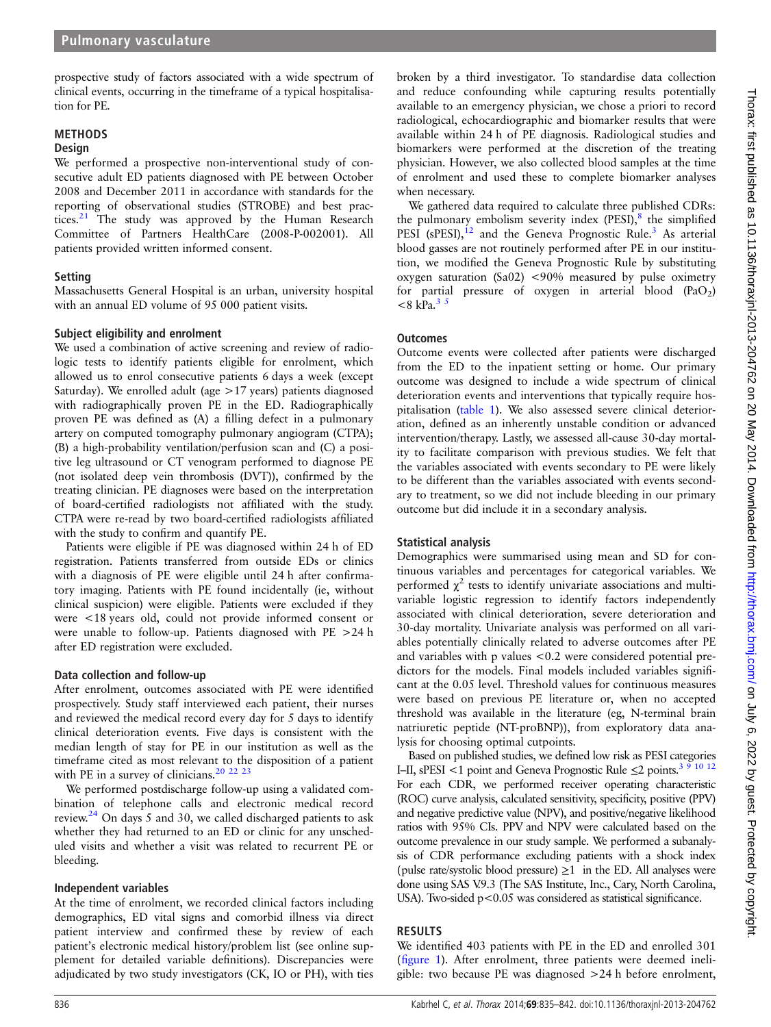prospective study of factors associated with a wide spectrum of clinical events, occurring in the timeframe of a typical hospitalisation for PE.

## METHODS

### Design

We performed a prospective non-interventional study of consecutive adult ED patients diagnosed with PE between October 2008 and December 2011 in accordance with standards for the reporting of observational studies (STROBE) and best practices.[21] The study was approved by the Human Research Committee of Partners HealthCare (2008-P-002001). All patients provided written informed consent.

### Setting

Massachusetts General Hospital is an urban, university hospital with an annual ED volume of 95 000 patient visits.

### Subject eligibility and enrolment

We used a combination of active screening and review of radiologic tests to identify patients eligible for enrolment, which allowed us to enrol consecutive patients 6 days a week (except Saturday). We enrolled adult (age >17 years) patients diagnosed with radiographically proven PE in the ED. Radiographically proven PE was defined as (A) a filling defect in a pulmonary artery on computed tomography pulmonary angiogram (CTPA); (B) a high-probability ventilation/perfusion scan and (C) a positive leg ultrasound or CT venogram performed to diagnose PE (not isolated deep vein thrombosis (DVT)), confirmed by the treating clinician. PE diagnoses were based on the interpretation of board-certified radiologists not affiliated with the study. CTPA were re-read by two board-certified radiologists affiliated with the study to confirm and quantify PE.

Patients were eligible if PE was diagnosed within 24 h of ED registration. Patients transferred from outside EDs or clinics with a diagnosis of PE were eligible until 24 h after confirmatory imaging. Patients with PE found incidentally (ie, without clinical suspicion) were eligible. Patients were excluded if they were <18 years old, could not provide informed consent or were unable to follow-up. Patients diagnosed with PE >24 h after ED registration were excluded.

### Data collection and follow-up

After enrolment, outcomes associated with PE were identified prospectively. Study staff interviewed each patient, their nurses and reviewed the medical record every day for 5 days to identify clinical deterioration events. Five days is consistent with the median length of stay for PE in our institution as well as the timeframe cited as most relevant to the disposition of a patient with PE in a survey of clinicians.[20 22 23]

We performed postdischarge follow-up using a validated combination of telephone calls and electronic medical record review.[24] On days 5 and 30, we called discharged patients to ask whether they had returned to an ED or clinic for any unscheduled visits and whether a visit was related to recurrent PE or bleeding.

### Independent variables

At the time of enrolment, we recorded clinical factors including demographics, ED vital signs and comorbid illness via direct patient interview and confirmed these by review of each patient's electronic medical history/problem list (see online supplement for detailed variable definitions). Discrepancies were adjudicated by two study investigators (CK, IO or PH), with ties broken by a third investigator. To standardise data collection and reduce confounding while capturing results potentially available to an emergency physician, we chose a priori to record radiological, echocardiographic and biomarker results that were available within 24 h of PE diagnosis. Radiological studies and biomarkers were performed at the discretion of the treating physician. However, we also collected blood samples at the time of enrolment and used these to complete biomarker analyses when necessary.

We gathered data required to calculate three published CDRs: the pulmonary embolism severity index (PESI),[8] the simplified PESI (sPESI),[12] and the Geneva Prognostic Rule.[3] As arterial blood gasses are not routinely performed after PE in our institution, we modified the Geneva Prognostic Rule by substituting oxygen saturation (Sa02) <90% measured by pulse oximetry for partial pressure of oxygen in arterial blood ($PaO_2$) <8 kPa.[3 5]

### Outcomes

Outcome events were collected after patients were discharged from the ED to the inpatient setting or home. Our primary outcome was designed to include a wide spectrum of clinical deterioration events and interventions that typically require hospitalisation (table 1). We also assessed severe clinical deterioration, defined as an inherently unstable condition or advanced intervention/therapy. Lastly, we assessed all-cause 30-day mortality to facilitate comparison with previous studies. We felt that the variables associated with events secondary to PE were likely to be different than the variables associated with events secondary to treatment, so we did not include bleeding in our primary outcome but did include it in a secondary analysis.

### Statistical analysis

Demographics were summarised using mean and SD for continuous variables and percentages for categorical variables. We performed $\chi^2$ tests to identify univariate associations and multivariable logistic regression to identify factors independently associated with clinical deterioration, severe deterioration and 30-day mortality. Univariate analysis was performed on all variables potentially clinically related to adverse outcomes after PE and variables with p values <0.2 were considered potential predictors for the models. Final models included variables significant at the 0.05 level. Threshold values for continuous measures were based on previous PE literature or, when no accepted threshold was available in the literature (eg, N-terminal brain natriuretic peptide (NT-proBNP)), from exploratory data analysis for choosing optimal cutpoints.

Based on published studies, we defined low risk as PESI categories I–II, sPESI <1 point and Geneva Prognostic Rule ≤2 points.[3 9 10 12] For each CDR, we performed receiver operating characteristic (ROC) curve analysis, calculated sensitivity, specificity, positive (PPV) and negative predictive value (NPV), and positive/negative likelihood ratios with 95% CIs. PPV and NPV were calculated based on the outcome prevalence in our study sample. We performed a subanalysis of CDR performance excluding patients with a shock index (pulse rate/systolic blood pressure) ≥1 in the ED. All analyses were done using SAS V.9.3 (The SAS Institute, Inc., Cary, North Carolina, USA). Two-sided $p<0.05$ was considered as statistical significance.

## RESULTS

We identified 403 patients with PE in the ED and enrolled 301 (figure 1). After enrolment, three patients were deemed ineligible: two because PE was diagnosed >24 h before enrolment,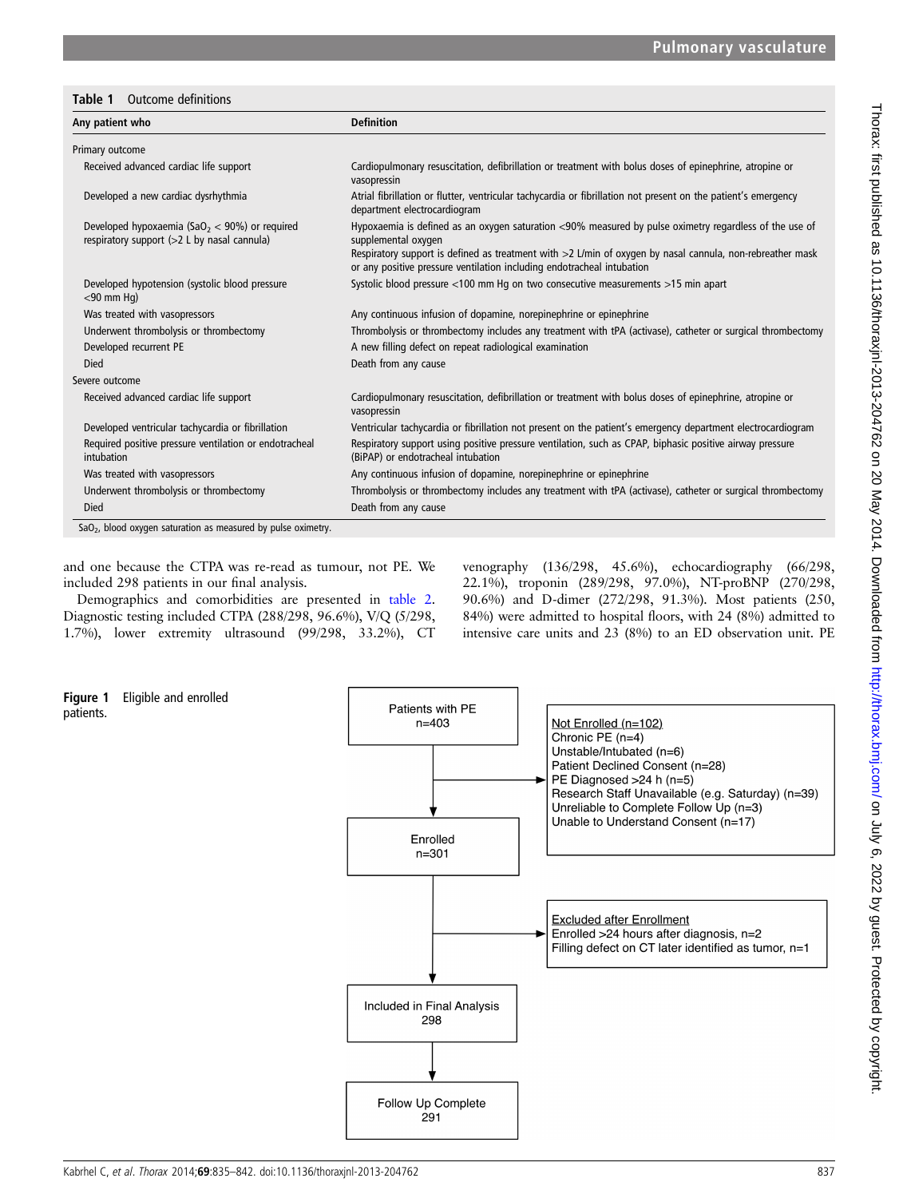**Table 1** Outcome definitions

| Any patient who | Definition |
|---|---|
| Primary outcome | |
| Received advanced cardiac life support | Cardiopulmonary resuscitation, defibrillation or treatment with bolus doses of epinephrine, atropine or vasopressin |
| Developed a new cardiac dysrhythmia | Atrial fibrillation or flutter, ventricular tachycardia or fibrillation not present on the patient's emergency department electrocardiogram |
| Developed hypoxaemia ($SaO_2$ < 90%) or required respiratory support (>2 L by nasal cannula) | Hypoxaemia is defined as an oxygen saturation <90% measured by pulse oximetry regardless of the use of supplemental oxygen<br>Respiratory support is defined as treatment with >2 L/min of oxygen by nasal cannula, non-rebreather mask or any positive pressure ventilation including endotracheal intubation |
| Developed hypotension (systolic blood pressure <90 mm Hg) | Systolic blood pressure <100 mm Hg on two consecutive measurements >15 min apart |
| Was treated with vasopressors | Any continuous infusion of dopamine, norepinephrine or epinephrine |
| Underwent thrombolysis or thrombectomy | Thrombolysis or thrombectomy includes any treatment with tPA (activase), catheter or surgical thrombectomy |
| Developed recurrent PE | A new filling defect on repeat radiological examination |
| Died | Death from any cause |
| Severe outcome | |
| Received advanced cardiac life support | Cardiopulmonary resuscitation, defibrillation or treatment with bolus doses of epinephrine, atropine or vasopressin |
| Developed ventricular tachycardia or fibrillation | Ventricular tachycardia or fibrillation not present on the patient's emergency department electrocardiogram |
| Required positive pressure ventilation or endotracheal intubation | Respiratory support using positive pressure ventilation, such as CPAP, biphasic positive airway pressure (BiPAP) or endotracheal intubation |
| Was treated with vasopressors | Any continuous infusion of dopamine, norepinephrine or epinephrine |
| Underwent thrombolysis or thrombectomy | Thrombolysis or thrombectomy includes any treatment with tPA (activase), catheter or surgical thrombectomy |
| Died | Death from any cause |

$SaO_2$, blood oxygen saturation as measured by pulse oximetry.

and one because the CTPA was re-read as tumour, not PE. We included 298 patients in our final analysis.

Demographics and comorbidities are presented in table 2. Diagnostic testing included CTPA (288/298, 96.6%), V/Q (5/298, 1.7%), lower extremity ultrasound (99/298, 33.2%), CT venography (136/298, 45.6%), echocardiography (66/298, 22.1%), troponin (289/298, 97.0%), NT-proBNP (270/298, 90.6%) and D-dimer (272/298, 91.3%). Most patients (250, 84%) were admitted to hospital floors, with 24 (8%) admitted to intensive care units and 23 (8%) to an ED observation unit. PE

Patients with PE n=403

Not Enrolled (n=102)
Chronic PE (n=4)
Unstable/Intubated (n=6)
Patient Declined Consent (n=28)
PE Diagnosed >24 h (n=5)
Research Staff Unavailable (e.g. Saturday) (n=39)
Unreliable to Complete Follow Up (n=3)
Unable to Understand Consent (n=17)

Enrolled n=301

Excluded after Enrollment
Enrolled >24 hours after diagnosis, n=2
Filling defect on CT later identified as tumor, n=1

Included in Final Analysis 298

Follow Up Complete 291

**Figure 1** Eligible and enrolled patients.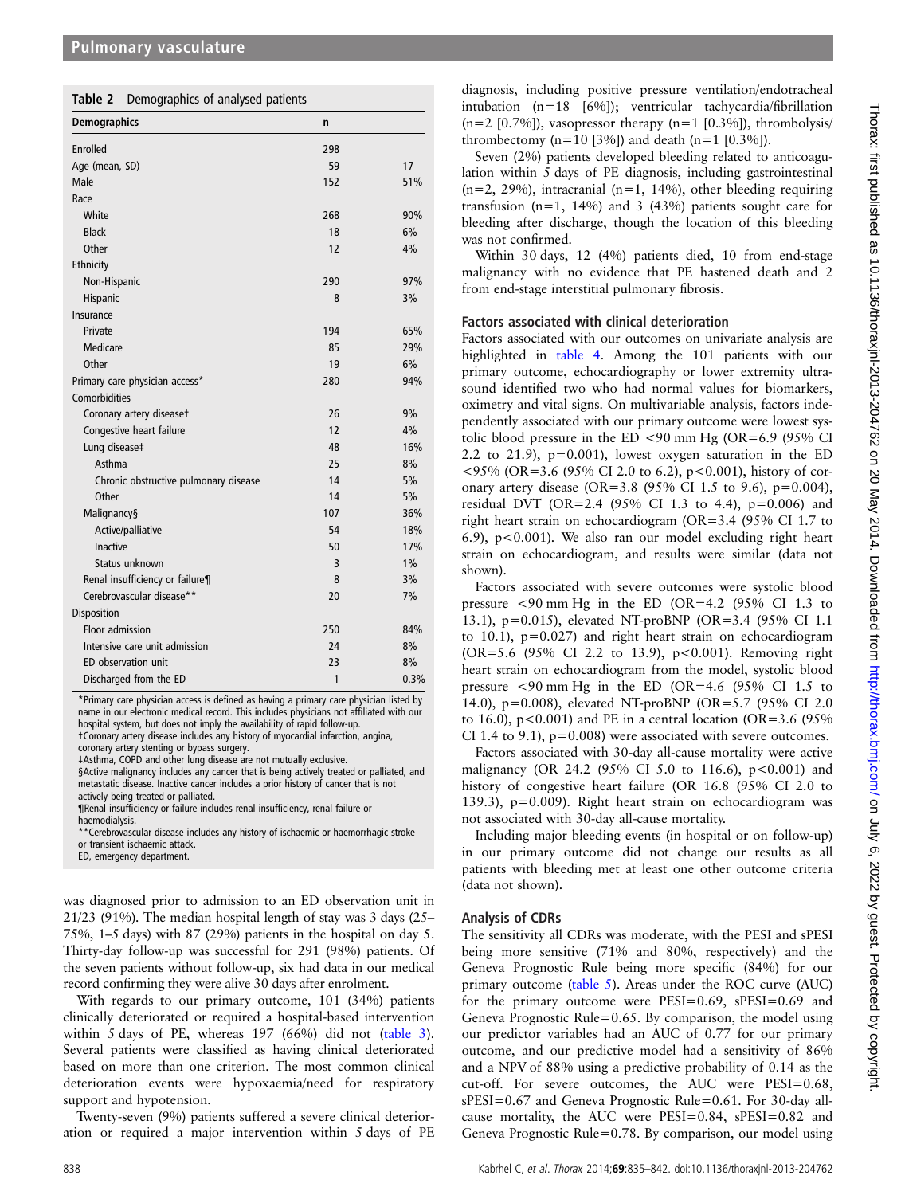**Table 2** Demographics of analysed patients

| Demographics | n | |
|---|---|---|
| Enrolled | 298 | |
| Age (mean, SD) | 59 | 17 |
| Male | 152 | 51% |
| Race | | |
| White | 268 | 90% |
| Black | 18 | 6% |
| Other | 12 | 4% |
| Ethnicity | | |
| Non-Hispanic | 290 | 97% |
| Hispanic | 8 | 3% |
| Insurance | | |
| Private | 194 | 65% |
| Medicare | 85 | 29% |
| Other | 19 | 6% |
| Primary care physician access* | 280 | 94% |
| Comorbidities | | |
| Coronary artery disease† | 26 | 9% |
| Congestive heart failure | 12 | 4% |
| Lung disease‡ | 48 | 16% |
| Asthma | 25 | 8% |
| Chronic obstructive pulmonary disease | 14 | 5% |
| Other | 14 | 5% |
| Malignancy§ | 107 | 36% |
| Active/palliative | 54 | 18% |
| Inactive | 50 | 17% |
| Status unknown | 3 | 1% |
| Renal insufficiency or failure¶ | 8 | 3% |
| Cerebrovascular disease** | 20 | 7% |
| Disposition | | |
| Floor admission | 250 | 84% |
| Intensive care unit admission | 24 | 8% |
| ED observation unit | 23 | 8% |
| Discharged from the ED | 1 | 0.3% |

*Primary care physician access is defined as having a primary care physician listed by name in our electronic medical record. This includes physicians not affiliated with our hospital system, but does not imply the availability of rapid follow-up.
†Coronary artery disease includes any history of myocardial infarction, angina, coronary artery stenting or bypass surgery.
‡Asthma, COPD and other lung disease are not mutually exclusive.
§Active malignancy includes any cancer that is being actively treated or palliated, and metastatic disease. Inactive cancer includes a prior history of cancer that is not actively being treated or palliated.
¶Renal insufficiency or failure includes renal insufficiency, renal failure or haemodialysis.
**Cerebrovascular disease includes any history of ischaemic or haemorrhagic stroke or transient ischaemic attack.
ED, emergency department.

was diagnosed prior to admission to an ED observation unit in 21/23 (91%). The median hospital length of stay was 3 days (25–75%, 1–5 days) with 87 (29%) patients in the hospital on day 5. Thirty-day follow-up was successful for 291 (98%) patients. Of the seven patients without follow-up, six had data in our medical record confirming they were alive 30 days after enrolment.

With regards to our primary outcome, 101 (34%) patients clinically deteriorated or required a hospital-based intervention within 5 days of PE, whereas 197 (66%) did not (table 3). Several patients were classified as having clinical deteriorated based on more than one criterion. The most common clinical deterioration events were hypoxaemia/need for respiratory support and hypotension.

Twenty-seven (9%) patients suffered a severe clinical deterioration or required a major intervention within 5 days of PE diagnosis, including positive pressure ventilation/endotracheal intubation (n=18 [6%]); ventricular tachycardia/fibrillation (n=2 [0.7%]), vasopressor therapy (n=1 [0.3%]), thrombolysis/thrombectomy (n=10 [3%]) and death (n=1 [0.3%]).

Seven (2%) patients developed bleeding related to anticoagulation within 5 days of PE diagnosis, including gastrointestinal (n=2, 29%), intracranial (n=1, 14%), other bleeding requiring transfusion (n=1, 14%) and 3 (43%) patients sought care for bleeding after discharge, though the location of this bleeding was not confirmed.

Within 30 days, 12 (4%) patients died, 10 from end-stage malignancy with no evidence that PE hastened death and 2 from end-stage interstitial pulmonary fibrosis.

### Factors associated with clinical deterioration

Factors associated with our outcomes on univariate analysis are highlighted in table 4. Among the 101 patients with our primary outcome, echocardiography or lower extremity ultrasound identified two who had normal values for biomarkers, oximetry and vital signs. On multivariable analysis, factors independently associated with our primary outcome were lowest systolic blood pressure in the ED <90 mm Hg (OR=6.9 (95% CI 2.2 to 21.9), p=0.001), lowest oxygen saturation in the ED <95% (OR=3.6 (95% CI 2.0 to 6.2), p<0.001), history of coronary artery disease (OR=3.8 (95% CI 1.5 to 9.6), p=0.004), residual DVT (OR=2.4 (95% CI 1.3 to 4.4), p=0.006) and right heart strain on echocardiogram (OR=3.4 (95% CI 1.7 to 6.9), p<0.001). We also ran our model excluding right heart strain on echocardiogram, and results were similar (data not shown).

Factors associated with severe outcomes were systolic blood pressure <90 mm Hg in the ED (OR=4.2 (95% CI 1.3 to 13.1), p=0.015), elevated NT-proBNP (OR=3.4 (95% CI 1.1 to 10.1), p=0.027) and right heart strain on echocardiogram (OR=5.6 (95% CI 2.2 to 13.9), p<0.001). Removing right heart strain on echocardiogram from the model, systolic blood pressure <90 mm Hg in the ED (OR=4.6 (95% CI 1.5 to 14.0), p=0.008), elevated NT-proBNP (OR=5.7 (95% CI 2.0 to 16.0), p<0.001) and PE in a central location (OR=3.6 (95% CI 1.4 to 9.1), p=0.008) were associated with severe outcomes.

Factors associated with 30-day all-cause mortality were active malignancy (OR 24.2 (95% CI 5.0 to 116.6), p<0.001) and history of congestive heart failure (OR 16.8 (95% CI 2.0 to 139.3), p=0.009). Right heart strain on echocardiogram was not associated with 30-day all-cause mortality.

Including major bleeding events (in hospital or on follow-up) in our primary outcome did not change our results as all patients with bleeding met at least one other outcome criteria (data not shown).

### Analysis of CDRs

The sensitivity all CDRs was moderate, with the PESI and sPESI being more sensitive (71% and 80%, respectively) and the Geneva Prognostic Rule being more specific (84%) for our primary outcome (table 5). Areas under the ROC curve (AUC) for the primary outcome were PESI=0.69, sPESI=0.69 and Geneva Prognostic Rule=0.65. By comparison, the model using our predictor variables had an AUC of 0.77 for our primary outcome, and our predictive model had a sensitivity of 86% and a NPV of 88% using a predictive probability of 0.14 as the cut-off. For severe outcomes, the AUC were PESI=0.68, sPESI=0.67 and Geneva Prognostic Rule=0.61. For 30-day all-cause mortality, the AUC were PESI=0.84, sPESI=0.82 and Geneva Prognostic Rule=0.78. By comparison, our model using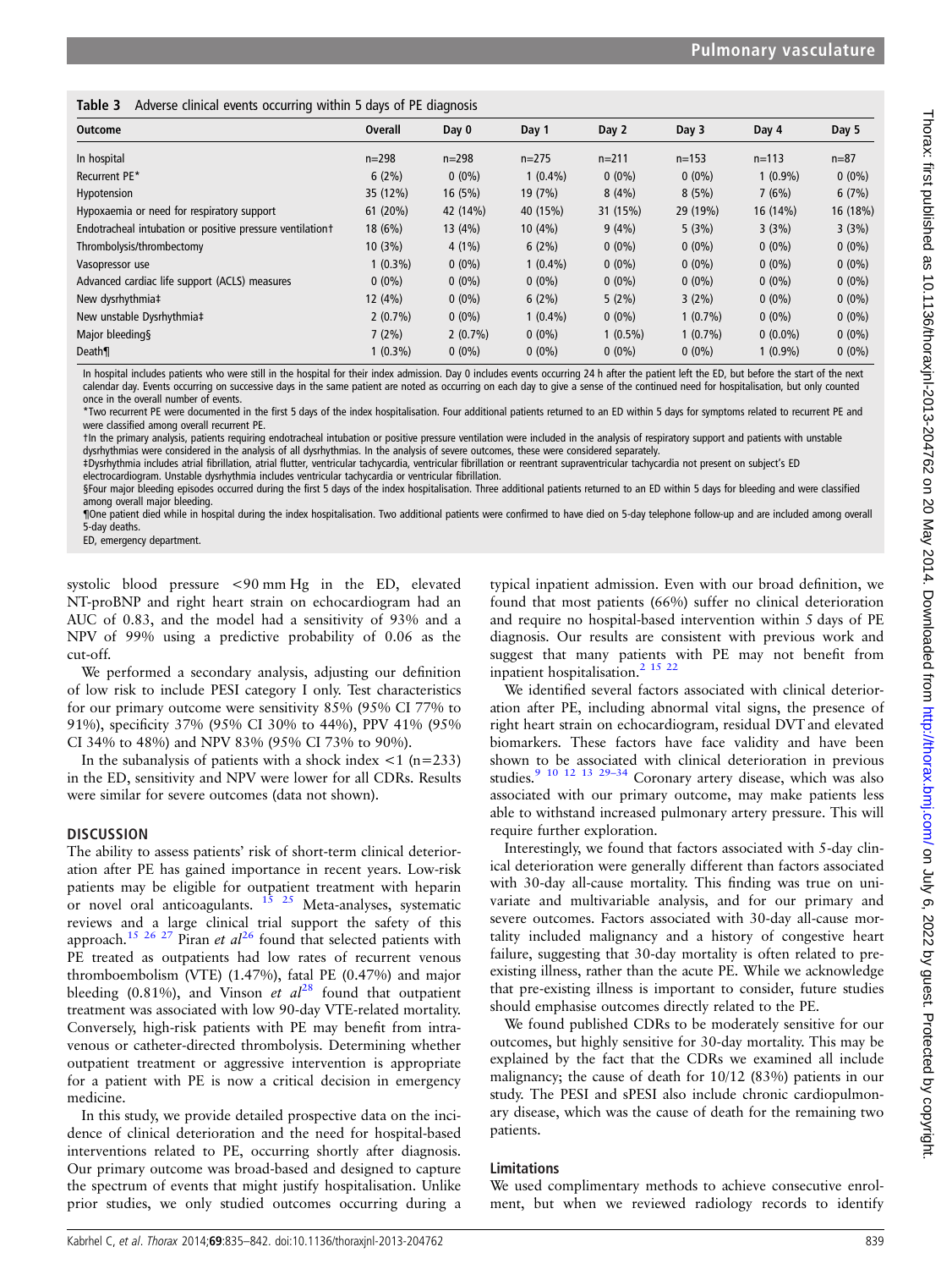**Table 3** Adverse clinical events occurring within 5 days of PE diagnosis

| Outcome | Overall | Day 0 | Day 1 | Day 2 | Day 3 | Day 4 | Day 5 |
|---|---|---|---|---|---|---|---|
| In hospital | n=298 | n=298 | n=275 | n=211 | n=153 | n=113 | n=87 |
| Recurrent PE* | 6 (2%) | 0 (0%) | 1 (0.4%) | 0 (0%) | 0 (0%) | 1 (0.9%) | 0 (0%) |
| Hypotension | 35 (12%) | 16 (5%) | 19 (7%) | 8 (4%) | 8 (5%) | 7 (6%) | 6 (7%) |
| Hypoxaemia or need for respiratory support | 61 (20%) | 42 (14%) | 40 (15%) | 31 (15%) | 29 (19%) | 16 (14%) | 16 (18%) |
| Endotracheal intubation or positive pressure ventilation† | 18 (6%) | 13 (4%) | 10 (4%) | 9 (4%) | 5 (3%) | 3 (3%) | 3 (3%) |
| Thrombolysis/thrombectomy | 10 (3%) | 4 (1%) | 6 (2%) | 0 (0%) | 0 (0%) | 0 (0%) | 0 (0%) |
| Vasopressor use | 1 (0.3%) | 0 (0%) | 1 (0.4%) | 0 (0%) | 0 (0%) | 0 (0%) | 0 (0%) |
| Advanced cardiac life support (ACLS) measures | 0 (0%) | 0 (0%) | 0 (0%) | 0 (0%) | 0 (0%) | 0 (0%) | 0 (0%) |
| New dysrhythmia‡ | 12 (4%) | 0 (0%) | 6 (2%) | 5 (2%) | 3 (2%) | 0 (0%) | 0 (0%) |
| New unstable Dysrhythmia‡ | 2 (0.7%) | 0 (0%) | 1 (0.4%) | 0 (0%) | 1 (0.7%) | 0 (0%) | 0 (0%) |
| Major bleeding§ | 7 (2%) | 2 (0.7%) | 0 (0%) | 1 (0.5%) | 1 (0.7%) | 0 (0.0%) | 0 (0%) |
| Death¶ | 1 (0.3%) | 0 (0%) | 0 (0%) | 0 (0%) | 0 (0%) | 1 (0.9%) | 0 (0%) |

In hospital includes patients who were still in the hospital for their index admission. Day 0 includes events occurring 24 h after the patient left the ED, but before the start of the next calendar day. Events occurring on successive days in the same patient are noted as occurring on each day to give a sense of the continued need for hospitalisation, but only counted once in the overall number of events.
*Two recurrent PE were documented in the first 5 days of the index hospitalisation. Four additional patients returned to an ED within 5 days for symptoms related to recurrent PE and were classified among overall recurrent PE.
†In the primary analysis, patients requiring endotracheal intubation or positive pressure ventilation were included in the analysis of respiratory support and patients with unstable dysrhythmias were considered in the analysis of all dysrhythmias. In the analysis of severe outcomes, these were considered separately.
‡Dysrhythmia includes atrial fibrillation, atrial flutter, ventricular tachycardia, ventricular fibrillation or reentrant supraventricular tachycardia not present on subject's ED electrocardiogram. Unstable dysrhythmia includes ventricular tachycardia or ventricular fibrillation.
§Four major bleeding episodes occurred during the first 5 days of the index hospitalisation. Three additional patients returned to an ED within 5 days for bleeding and were classified among overall major bleeding.
¶One patient died while in hospital during the index hospitalisation. Two additional patients were confirmed to have died on 5-day telephone follow-up and are included among overall 5-day deaths.
ED, emergency department.

systolic blood pressure <90 mm Hg in the ED, elevated NT-proBNP and right heart strain on echocardiogram had an AUC of 0.83, and the model had a sensitivity of 93% and a NPV of 99% using a predictive probability of 0.06 as the cut-off.

We performed a secondary analysis, adjusting our definition of low risk to include PESI category I only. Test characteristics for our primary outcome were sensitivity 85% (95% CI 77% to 91%), specificity 37% (95% CI 30% to 44%), PPV 41% (95% CI 34% to 48%) and NPV 83% (95% CI 73% to 90%).

In the subanalysis of patients with a shock index <1 (n=233) in the ED, sensitivity and NPV were lower for all CDRs. Results were similar for severe outcomes (data not shown).

## DISCUSSION

The ability to assess patients' risk of short-term clinical deterioration after PE has gained importance in recent years. Low-risk patients may be eligible for outpatient treatment with heparin or novel oral anticoagulants.[15 25] Meta-analyses, systematic reviews and a large clinical trial support the safety of this approach.[15 26 27] Piran *et al*[26] found that selected patients with PE treated as outpatients had low rates of recurrent venous thromboembolism (VTE) (1.47%), fatal PE (0.47%) and major bleeding (0.81%), and Vinson *et al*[28] found that outpatient treatment was associated with low 90-day VTE-related mortality. Conversely, high-risk patients with PE may benefit from intravenous or catheter-directed thrombolysis. Determining whether outpatient treatment or aggressive intervention is appropriate for a patient with PE is now a critical decision in emergency medicine.

In this study, we provide detailed prospective data on the incidence of clinical deterioration and the need for hospital-based interventions related to PE, occurring shortly after diagnosis. Our primary outcome was broad-based and designed to capture the spectrum of events that might justify hospitalisation. Unlike prior studies, we only studied outcomes occurring during a typical inpatient admission. Even with our broad definition, we found that most patients (66%) suffer no clinical deterioration and require no hospital-based intervention within 5 days of PE diagnosis. Our results are consistent with previous work and suggest that many patients with PE may not benefit from inpatient hospitalisation.[2 15 22]

We identified several factors associated with clinical deterioration after PE, including abnormal vital signs, the presence of right heart strain on echocardiogram, residual DVT and elevated biomarkers. These factors have face validity and have been shown to be associated with clinical deterioration in previous studies.[9 10 12 13 29–34] Coronary artery disease, which was also associated with our primary outcome, may make patients less able to withstand increased pulmonary artery pressure. This will require further exploration.

Interestingly, we found that factors associated with 5-day clinical deterioration were generally different than factors associated with 30-day all-cause mortality. This finding was true on univariate and multivariable analysis, and for our primary and severe outcomes. Factors associated with 30-day all-cause mortality included malignancy and a history of congestive heart failure, suggesting that 30-day mortality is often related to pre-existing illness, rather than the acute PE. While we acknowledge that pre-existing illness is important to consider, future studies should emphasise outcomes directly related to the PE.

We found published CDRs to be moderately sensitive for our outcomes, but highly sensitive for 30-day mortality. This may be explained by the fact that the CDRs we examined all include malignancy; the cause of death for 10/12 (83%) patients in our study. The PESI and sPESI also include chronic cardiopulmonary disease, which was the cause of death for the remaining two patients.

### Limitations

We used complimentary methods to achieve consecutive enrolment, but when we reviewed radiology records to identify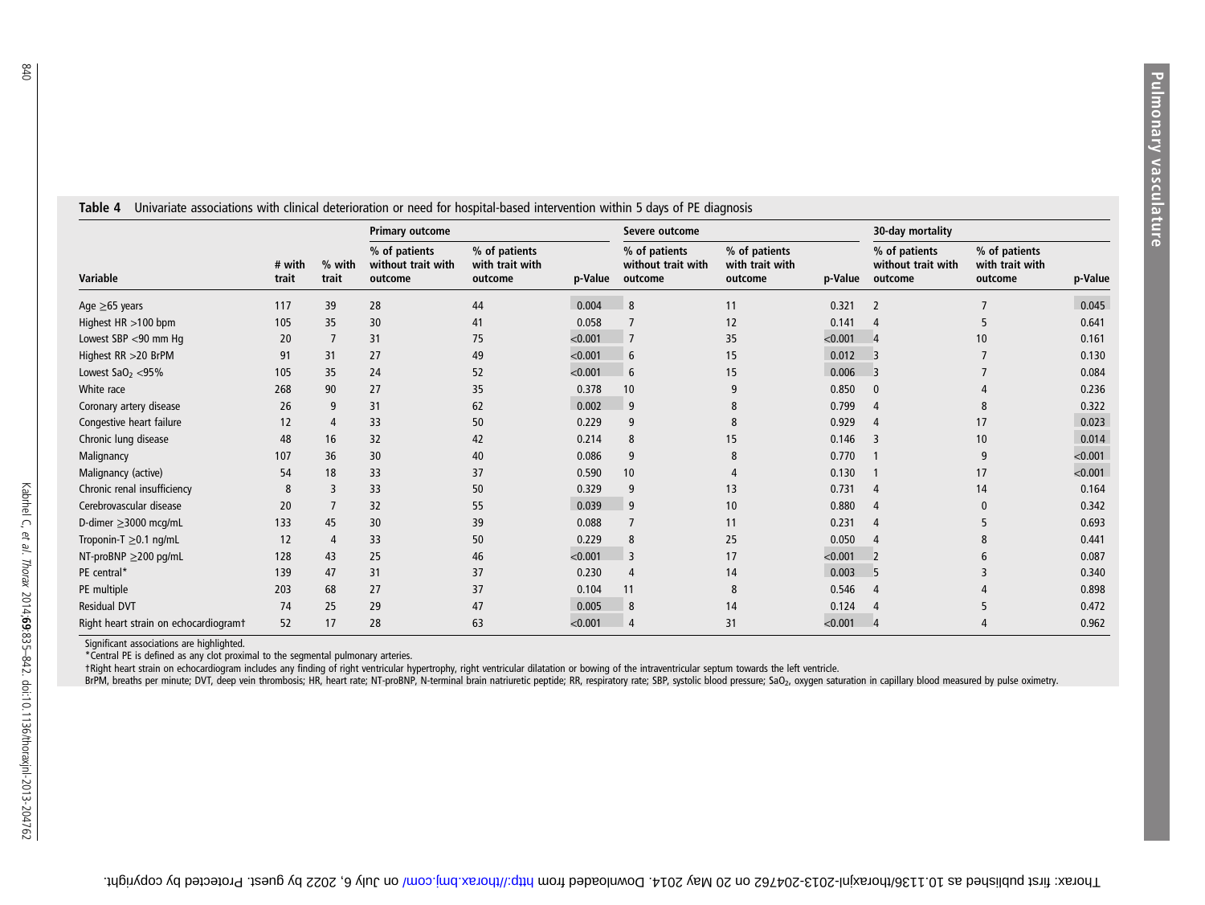**Table 4** Univariate associations with clinical deterioration or need for hospital-based intervention within 5 days of PE diagnosis

| | | | Primary outcome | | | Severe outcome | | | 30-day mortality | | |
|---|---|---|---|---|---|---|---|---|---|---|---|
| Variable | # with trait | % with trait | % of patients without trait with outcome | % of patients with trait with outcome | p-Value | % of patients without trait with outcome | % of patients with trait with outcome | p-Value | % of patients without trait with outcome | % of patients with trait with outcome | p-Value |
| Age ≥65 years | 117 | 39 | 28 | 44 | 0.004 | 8 | 11 | 0.321 | 2 | 7 | 0.045 |
| Highest HR >100 bpm | 105 | 35 | 30 | 41 | 0.058 | 7 | 12 | 0.141 | 4 | 5 | 0.641 |
| Lowest SBP <90 mm Hg | 20 | 7 | 31 | 75 | <0.001 | 7 | 35 | <0.001 | 4 | 10 | 0.161 |
| Highest RR >20 BrPM | 91 | 31 | 27 | 49 | <0.001 | 6 | 15 | 0.012 | 3 | 7 | 0.130 |
| Lowest $SaO_2$ <95% | 105 | 35 | 24 | 52 | <0.001 | 6 | 15 | 0.006 | 3 | 7 | 0.084 |
| White race | 268 | 90 | 27 | 35 | 0.378 | 10 | 9 | 0.850 | 0 | 4 | 0.236 |
| Coronary artery disease | 26 | 9 | 31 | 62 | 0.002 | 9 | 8 | 0.799 | 4 | 8 | 0.322 |
| Congestive heart failure | 12 | 4 | 33 | 50 | 0.229 | 9 | 8 | 0.929 | 4 | 17 | 0.023 |
| Chronic lung disease | 48 | 16 | 32 | 42 | 0.214 | 8 | 15 | 0.146 | 3 | 10 | 0.014 |
| Malignancy | 107 | 36 | 30 | 40 | 0.086 | 9 | 8 | 0.770 | 1 | 9 | <0.001 |
| Malignancy (active) | 54 | 18 | 33 | 37 | 0.590 | 10 | 4 | 0.130 | 1 | 17 | <0.001 |
| Chronic renal insufficiency | 8 | 3 | 33 | 50 | 0.329 | 9 | 13 | 0.731 | 4 | 14 | 0.164 |
| Cerebrovascular disease | 20 | 7 | 32 | 55 | 0.039 | 9 | 10 | 0.880 | 4 | 0 | 0.342 |
| D-dimer ≥3000 mcg/mL | 133 | 45 | 30 | 39 | 0.088 | 7 | 11 | 0.231 | 4 | 5 | 0.693 |
| Troponin-T ≥0.1 ng/mL | 12 | 4 | 33 | 50 | 0.229 | 8 | 25 | 0.050 | 4 | 8 | 0.441 |
| NT-proBNP ≥200 pg/mL | 128 | 43 | 25 | 46 | <0.001 | 3 | 17 | <0.001 | 2 | 6 | 0.087 |
| PE central* | 139 | 47 | 31 | 37 | 0.230 | 4 | 14 | 0.003 | 5 | 3 | 0.340 |
| PE multiple | 203 | 68 | 27 | 37 | 0.104 | 11 | 8 | 0.546 | 4 | 4 | 0.898 |
| Residual DVT | 74 | 25 | 29 | 47 | 0.005 | 8 | 14 | 0.124 | 4 | 5 | 0.472 |
| Right heart strain on echocardiogram† | 52 | 17 | 28 | 63 | <0.001 | 4 | 31 | <0.001 | 4 | 4 | 0.962 |

Significant associations are highlighted.

*Central PE is defined as any clot proximal to the segmental pulmonary arteries.

†Right heart strain on echocardiogram includes any finding of right ventricular hypertrophy, right ventricular dilatation or bowing of the intraventricular septum towards the left ventricle.

BrPM, breaths per minute; DVT, deep vein thrombosis; HR, heart rate; NT-proBNP, N-terminal brain natriuretic peptide; RR, respiratory rate; SBP, systolic blood pressure; $SaO_2$, oxygen saturation in capillary blood measured by pulse oximetry.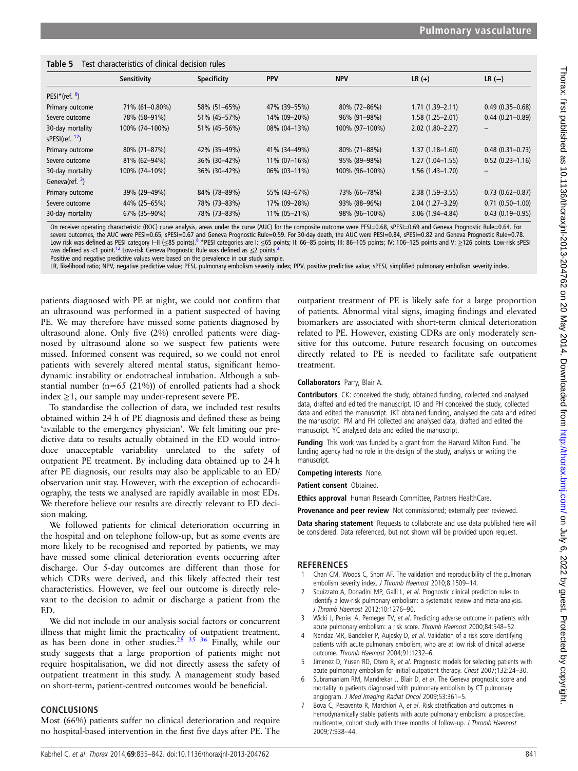**Table 5** Test characteristics of clinical decision rules

| | Sensitivity | Specificity | PPV | NPV | LR (+) | LR (−) |
|---|---|---|---|---|---|---|
| PESI*(ref. [8]) | | | | | | |
| Primary outcome | 71% (61–0.80%) | 58% (51–65%) | 47% (39–55%) | 80% (72–86%) | 1.71 (1.39–2.11) | 0.49 (0.35–0.68) |
| Severe outcome | 78% (58–91%) | 51% (45–57%) | 14% (09–20%) | 96% (91–98%) | 1.58 (1.25–2.01) | 0.44 (0.21–0.89) |
| 30-day mortality | 100% (74–100%) | 51% (45–56%) | 08% (04–13%) | 100% (97–100%) | 2.02 (1.80–2.27) | – |
| sPESI(ref. [12]) | | | | | | |
| Primary outcome | 80% (71–87%) | 42% (35–49%) | 41% (34–49%) | 80% (71–88%) | 1.37 (1.18–1.60) | 0.48 (0.31–0.73) |
| Severe outcome | 81% (62–94%) | 36% (30–42%) | 11% (07–16%) | 95% (89–98%) | 1.27 (1.04–1.55) | 0.52 (0.23–1.16) |
| 30-day mortality | 100% (74–10%) | 36% (30–42%) | 06% (03–11%) | 100% (96–100%) | 1.56 (1.43–1.70) | – |
| Geneva(ref. [3]) | | | | | | |
| Primary outcome | 39% (29–49%) | 84% (78–89%) | 55% (43–67%) | 73% (66–78%) | 2.38 (1.59–3.55) | 0.73 (0.62–0.87) |
| Severe outcome | 44% (25–65%) | 78% (73–83%) | 17% (09–28%) | 93% (88–96%) | 2.04 (1.27–3.29) | 0.71 (0.50–1.00) |
| 30-day mortality | 67% (35–90%) | 78% (73–83%) | 11% (05–21%) | 98% (96–100%) | 3.06 (1.94–4.84) | 0.43 (0.19–0.95) |

On receiver operating characteristic (ROC) curve analysis, areas under the curve (AUC) for the composite outcome were PESI=0.68, sPESI=0.69 and Geneva Prognostic Rule=0.64. For severe outcomes, the AUC were PESI=0.65, sPESI=0.67 and Geneva Prognostic Rule=0.59. For 30-day death, the AUC were PESI=0.84, sPESI=0.82 and Geneva Prognostic Rule=0.78. Low risk was defined as PESI category I–II (≤85 points).[8] *PESI categories are I: ≤65 points; II: 66–85 points; III: 86–105 points; IV: 106–125 points and V: ≥126 points. Low-risk sPESI was defined as <1 point.[12] Low-risk Geneva Prognostic Rule was defined as ≤2 points.[3]
Positive and negative predictive values were based on the prevalence in our study sample.
LR, likelihood ratio; NPV, negative predictive value; PESI, pulmonary embolism severity index; PPV, positive predictive value; sPESI, simplified pulmonary embolism severity index.

patients diagnosed with PE at night, we could not confirm that an ultrasound was performed in a patient suspected of having PE. We may therefore have missed some patients diagnosed by ultrasound alone. Only five (2%) enrolled patients were diagnosed by ultrasound alone so we suspect few patients were missed. Informed consent was required, so we could not enrol patients with severely altered mental status, significant hemodynamic instability or endotracheal intubation. Although a substantial number (n=65 (21%)) of enrolled patients had a shock index ≥1, our sample may under-represent severe PE.

To standardise the collection of data, we included test results obtained within 24 h of PE diagnosis and defined these as being 'available to the emergency physician'. We felt limiting our predictive data to results actually obtained in the ED would introduce unacceptable variability unrelated to the safety of outpatient PE treatment. By including data obtained up to 24 h after PE diagnosis, our results may also be applicable to an ED/observation unit stay. However, with the exception of echocardiography, the tests we analysed are rapidly available in most EDs. We therefore believe our results are directly relevant to ED decision making.

We followed patients for clinical deterioration occurring in the hospital and on telephone follow-up, but as some events are more likely to be recognised and reported by patients, we may have missed some clinical deterioration events occurring after discharge. Our 5-day outcomes are different than those for which CDRs were derived, and this likely affected their test characteristics. However, we feel our outcome is directly relevant to the decision to admit or discharge a patient from the ED.

We did not include in our analysis social factors or concurrent illness that might limit the practicality of outpatient treatment, as has been done in other studies.[28 35 36] Finally, while our study suggests that a large proportion of patients might not require hospitalisation, we did not directly assess the safety of outpatient treatment in this study. A management study based on short-term, patient-centred outcomes would be beneficial.

## CONCLUSIONS

Most (66%) patients suffer no clinical deterioration and require no hospital-based intervention in the first five days after PE. The outpatient treatment of PE is likely safe for a large proportion of patients. Abnormal vital signs, imaging findings and elevated biomarkers are associated with short-term clinical deterioration related to PE. However, existing CDRs are only moderately sensitive for this outcome. Future research focusing on outcomes directly related to PE is needed to facilitate safe outpatient treatment.

**Collaborators** Parry, Blair A.

**Contributors** CK: conceived the study, obtained funding, collected and analysed data, drafted and edited the manuscript. IO and PH conceived the study, collected data and edited the manuscript. JKT obtained funding, analysed the data and edited the manuscript. PM and FH collected and analysed data, drafted and edited the manuscript. YC analysed data and edited the manuscript.

**Funding** This work was funded by a grant from the Harvard Milton Fund. The funding agency had no role in the design of the study, analysis or writing the manuscript.

**Competing interests** None.

**Patient consent** Obtained.

**Ethics approval** Human Research Committee, Partners HealthCare.

**Provenance and peer review** Not commissioned; externally peer reviewed.

**Data sharing statement** Requests to collaborate and use data published here will be considered. Data referenced, but not shown will be provided upon request.

## REFERENCES

1. Chan CM, Woods C, Shorr AF. The validation and reproducibility of the pulmonary embolism severity index. *J Thromb Haemost* 2010;8:1509–14.
2. Squizzato A, Donadini MP, Galli L, *et al*. Prognostic clinical prediction rules to identify a low-risk pulmonary embolism: a systematic review and meta-analysis. *J Thromb Haemost* 2012;10:1276–90.
3. Wicki J, Perrier A, Perneger TV, *et al*. Predicting adverse outcome in patients with acute pulmonary embolism: a risk score. *Thromb Haemost* 2000;84:548–52.
4. Nendaz MR, Bandelier P, Aujesky D, *et al*. Validation of a risk score identifying patients with acute pulmonary embolism, who are at low risk of clinical adverse outcome. *Thromb Haemost* 2004;91:1232–6.
5. Jimenez D, Yusen RD, Otero R, *et al*. Prognostic models for selecting patients with acute pulmonary embolism for initial outpatient therapy. *Chest* 2007;132:24–30.
6. Subramaniam RM, Mandrekar J, Blair D, *et al*. The Geneva prognostic score and mortality in patients diagnosed with pulmonary embolism by CT pulmonary angiogram. *J Med Imaging Radiat Oncol* 2009;53:361–5.
7. Bova C, Pesavento R, Marchiori A, *et al*. Risk stratification and outcomes in hemodynamically stable patients with acute pulmonary embolism: a prospective, multicentre, cohort study with three months of follow-up. *J Thromb Haemost* 2009;7:938–44.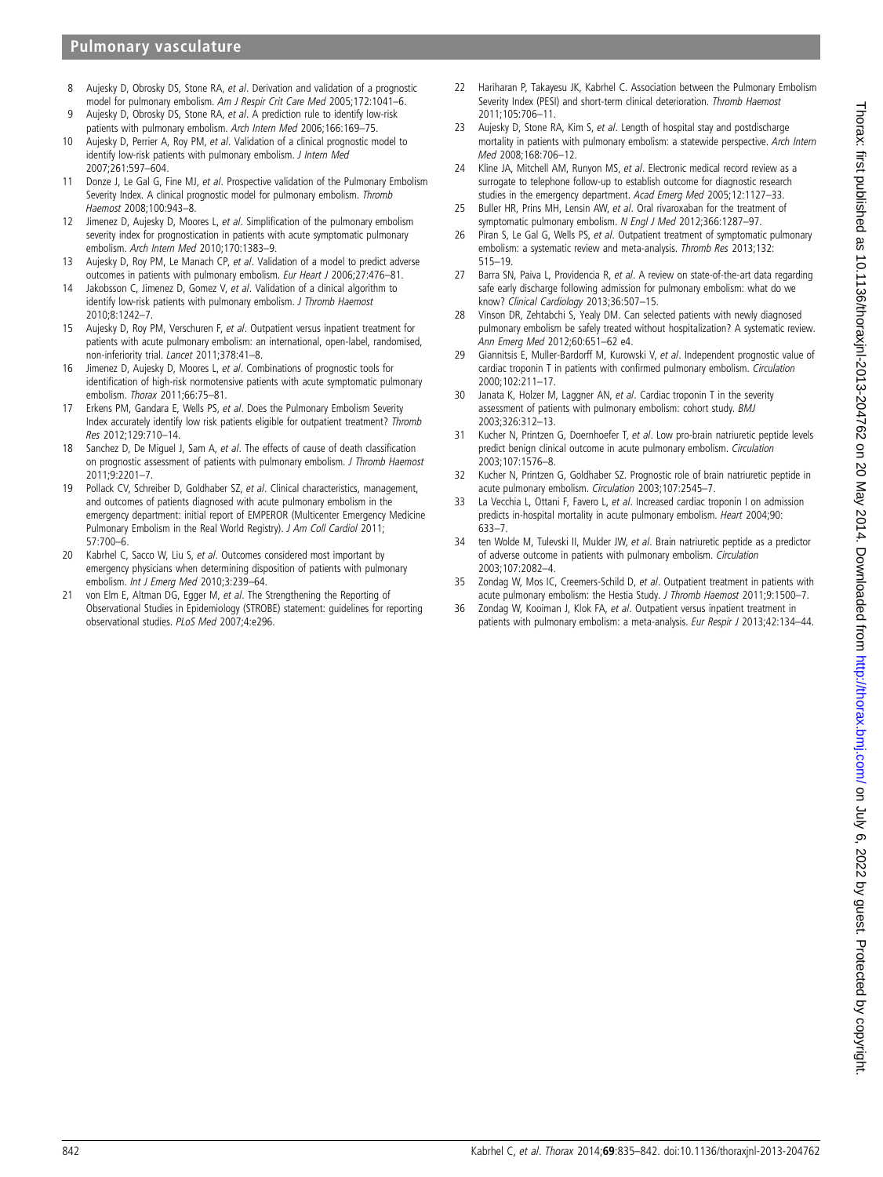8 Aujesky D, Obrosky DS, Stone RA, *et al*. Derivation and validation of a prognostic model for pulmonary embolism. *Am J Respir Crit Care Med* 2005;172:1041–6.
9 Aujesky D, Obrosky DS, Stone RA, *et al*. A prediction rule to identify low-risk patients with pulmonary embolism. *Arch Intern Med* 2006;166:169–75.
10 Aujesky D, Perrier A, Roy PM, *et al*. Validation of a clinical prognostic model to identify low-risk patients with pulmonary embolism. *J Intern Med* 2007;261:597–604.
11 Donze J, Le Gal G, Fine MJ, *et al*. Prospective validation of the Pulmonary Embolism Severity Index. A clinical prognostic model for pulmonary embolism. *Thromb Haemost* 2008;100:943–8.
12 Jimenez D, Aujesky D, Moores L, *et al*. Simplification of the pulmonary embolism severity index for prognostication in patients with acute symptomatic pulmonary embolism. *Arch Intern Med* 2010;170:1383–9.
13 Aujesky D, Roy PM, Le Manach CP, *et al*. Validation of a model to predict adverse outcomes in patients with pulmonary embolism. *Eur Heart J* 2006;27:476–81.
14 Jakobsson C, Jimenez D, Gomez V, *et al*. Validation of a clinical algorithm to identify low-risk patients with pulmonary embolism. *J Thromb Haemost* 2010;8:1242–7.
15 Aujesky D, Roy PM, Verschuren F, *et al*. Outpatient versus inpatient treatment for patients with acute pulmonary embolism: an international, open-label, randomised, non-inferiority trial. *Lancet* 2011;378:41–8.
16 Jimenez D, Aujesky D, Moores L, *et al*. Combinations of prognostic tools for identification of high-risk normotensive patients with acute symptomatic pulmonary embolism. *Thorax* 2011;66:75–81.
17 Erkens PM, Gandara E, Wells PS, *et al*. Does the Pulmonary Embolism Severity Index accurately identify low risk patients eligible for outpatient treatment? *Thromb Res* 2012;129:710–14.
18 Sanchez D, De Miguel J, Sam A, *et al*. The effects of cause of death classification on prognostic assessment of patients with pulmonary embolism. *J Thromb Haemost* 2011;9:2201–7.
19 Pollack CV, Schreiber D, Goldhaber SZ, *et al*. Clinical characteristics, management, and outcomes of patients diagnosed with acute pulmonary embolism in the emergency department: initial report of EMPEROR (Multicenter Emergency Medicine Pulmonary Embolism in the Real World Registry). *J Am Coll Cardiol* 2011;57:700–6.
20 Kabrhel C, Sacco W, Liu S, *et al*. Outcomes considered most important by emergency physicians when determining disposition of patients with pulmonary embolism. *Int J Emerg Med* 2010;3:239–64.
21 von Elm E, Altman DG, Egger M, *et al*. The Strengthening the Reporting of Observational Studies in Epidemiology (STROBE) statement: guidelines for reporting observational studies. *PLoS Med* 2007;4:e296.
22 Hariharan P, Takayesu JK, Kabrhel C. Association between the Pulmonary Embolism Severity Index (PESI) and short-term clinical deterioration. *Thromb Haemost* 2011;105:706–11.
23 Aujesky D, Stone RA, Kim S, *et al*. Length of hospital stay and postdischarge mortality in patients with pulmonary embolism: a statewide perspective. *Arch Intern Med* 2008;168:706–12.
24 Kline JA, Mitchell AM, Runyon MS, *et al*. Electronic medical record review as a surrogate to telephone follow-up to establish outcome for diagnostic research studies in the emergency department. *Acad Emerg Med* 2005;12:1127–33.
25 Buller HR, Prins MH, Lensin AW, *et al*. Oral rivaroxaban for the treatment of symptomatic pulmonary embolism. *N Engl J Med* 2012;366:1287–97.
26 Piran S, Le Gal G, Wells PS, *et al*. Outpatient treatment of symptomatic pulmonary embolism: a systematic review and meta-analysis. *Thromb Res* 2013;132:515–19.
27 Barra SN, Paiva L, Providencia R, *et al*. A review on state-of-the-art data regarding safe early discharge following admission for pulmonary embolism: what do we know? *Clinical Cardiology* 2013;36:507–15.
28 Vinson DR, Zehtabchi S, Yealy DM. Can selected patients with newly diagnosed pulmonary embolism be safely treated without hospitalization? A systematic review. *Ann Emerg Med* 2012;60:651–62 e4.
29 Giannitsis E, Muller-Bardorff M, Kurowski V, *et al*. Independent prognostic value of cardiac troponin T in patients with confirmed pulmonary embolism. *Circulation* 2000;102:211–17.
30 Janata K, Holzer M, Laggner AN, *et al*. Cardiac troponin T in the severity assessment of patients with pulmonary embolism: cohort study. *BMJ* 2003;326:312–13.
31 Kucher N, Printzen G, Doernhoefer T, *et al*. Low pro-brain natriuretic peptide levels predict benign clinical outcome in acute pulmonary embolism. *Circulation* 2003;107:1576–8.
32 Kucher N, Printzen G, Goldhaber SZ. Prognostic role of brain natriuretic peptide in acute pulmonary embolism. *Circulation* 2003;107:2545–7.
33 La Vecchia L, Ottani F, Favero L, *et al*. Increased cardiac troponin I on admission predicts in-hospital mortality in acute pulmonary embolism. *Heart* 2004;90:633–7.
34 ten Wolde M, Tulevski II, Mulder JW, *et al*. Brain natriuretic peptide as a predictor of adverse outcome in patients with pulmonary embolism. *Circulation* 2003;107:2082–4.
35 Zondag W, Mos IC, Creemers-Schild D, *et al*. Outpatient treatment in patients with acute pulmonary embolism: the Hestia Study. *J Thromb Haemost* 2011;9:1500–7.
36 Zondag W, Kooiman J, Klok FA, *et al*. Outpatient versus inpatient treatment in patients with pulmonary embolism: a meta-analysis. *Eur Respir J* 2013;42:134–44.